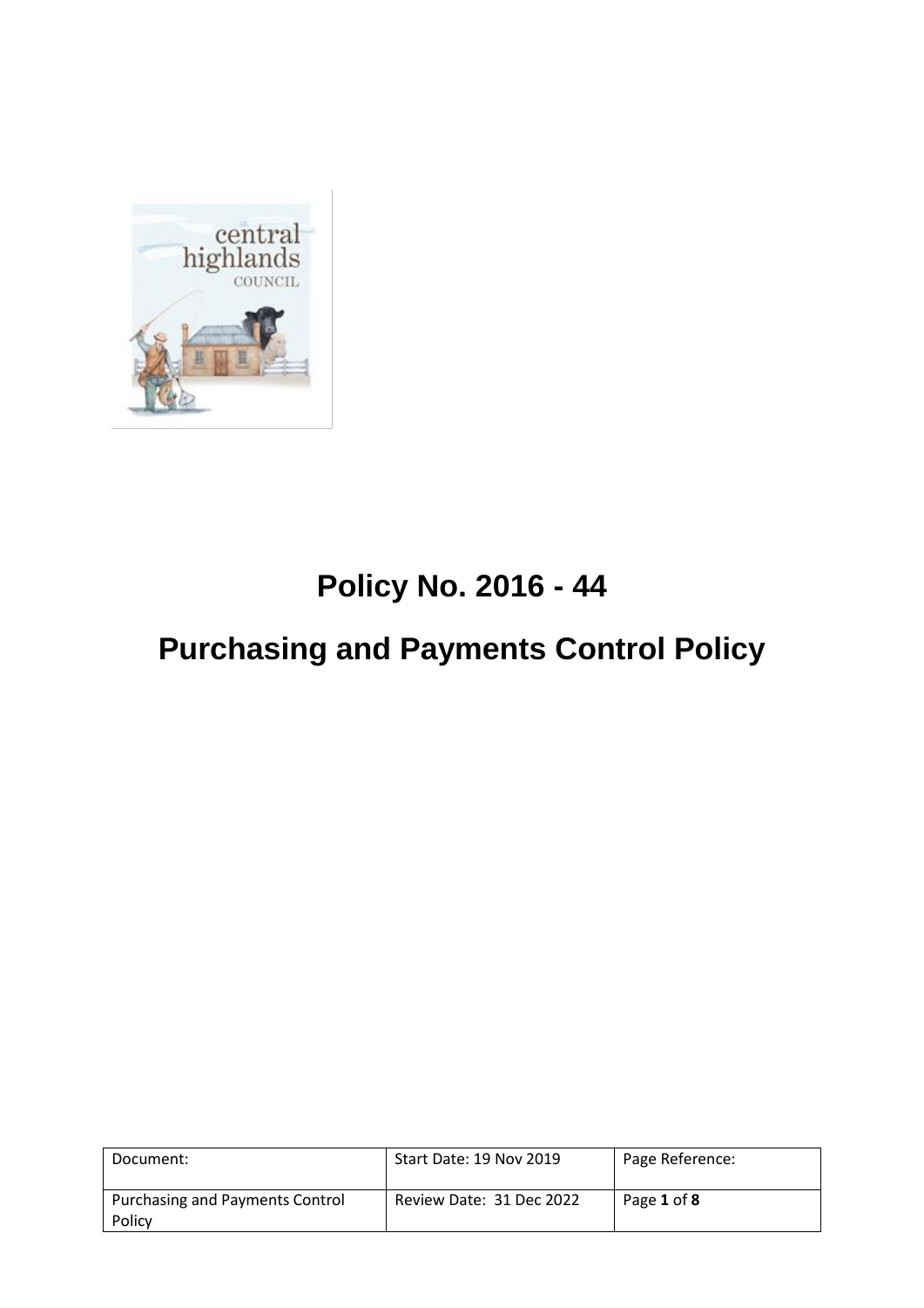# Policy No. 2016 - 44

# Purchasing and Payments Control Policy

| Document: | Start Date: 19 Nov 2019 | Page Reference: |
|---|---|---|
| Purchasing and Payments Control Policy | Review Date: 31 Dec 2022 | Page **1** of **8** |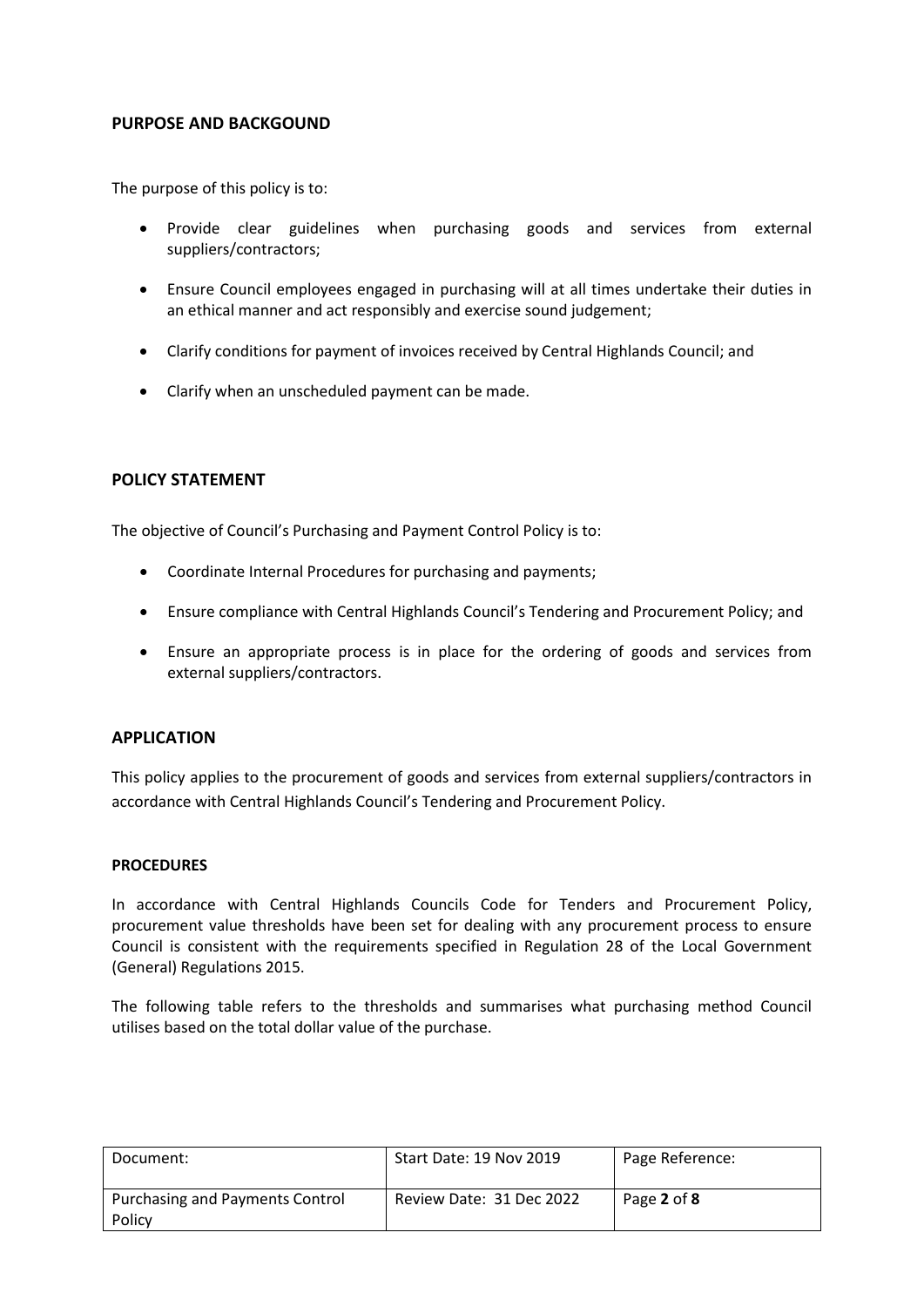## PURPOSE AND BACKGOUND

The purpose of this policy is to:

- Provide clear guidelines when purchasing goods and services from external suppliers/contractors;
- Ensure Council employees engaged in purchasing will at all times undertake their duties in an ethical manner and act responsibly and exercise sound judgement;
- Clarify conditions for payment of invoices received by Central Highlands Council; and
- Clarify when an unscheduled payment can be made.

## POLICY STATEMENT

The objective of Council's Purchasing and Payment Control Policy is to:

- Coordinate Internal Procedures for purchasing and payments;
- Ensure compliance with Central Highlands Council's Tendering and Procurement Policy; and
- Ensure an appropriate process is in place for the ordering of goods and services from external suppliers/contractors.

## APPLICATION

This policy applies to the procurement of goods and services from external suppliers/contractors in accordance with Central Highlands Council's Tendering and Procurement Policy.

### PROCEDURES

In accordance with Central Highlands Councils Code for Tenders and Procurement Policy, procurement value thresholds have been set for dealing with any procurement process to ensure Council is consistent with the requirements specified in Regulation 28 of the Local Government (General) Regulations 2015.

The following table refers to the thresholds and summarises what purchasing method Council utilises based on the total dollar value of the purchase.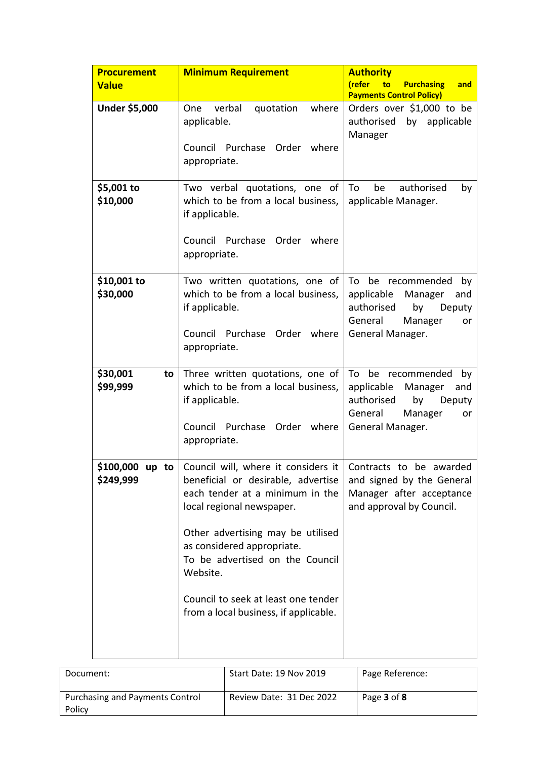| **Procurement Value** | **Minimum Requirement** | **Authority (refer to Purchasing and Payments Control Policy)** |
|---|---|---|
| **Under $5,000** | One verbal quotation where applicable.<br><br>Council Purchase Order where appropriate. | Orders over $1,000 to be authorised by applicable Manager |
| **$5,001 to $10,000** | Two verbal quotations, one of which to be from a local business, if applicable.<br><br>Council Purchase Order where appropriate. | To be authorised by applicable Manager. |
| **$10,001 to $30,000** | Two written quotations, one of which to be from a local business, if applicable.<br><br>Council Purchase Order where appropriate. | To be recommended by applicable Manager and authorised by Deputy General Manager or General Manager. |
| **$30,001 to $99,999** | Three written quotations, one of which to be from a local business, if applicable.<br><br>Council Purchase Order where appropriate. | To be recommended by applicable Manager and authorised by Deputy General Manager or General Manager. |
| **$100,000 up to $249,999** | Council will, where it considers it beneficial or desirable, advertise each tender at a minimum in the local regional newspaper.<br><br>Other advertising may be utilised as considered appropriate.<br>To be advertised on the Council Website.<br><br>Council to seek at least one tender from a local business, if applicable. | Contracts to be awarded and signed by the General Manager after acceptance and approval by Council. |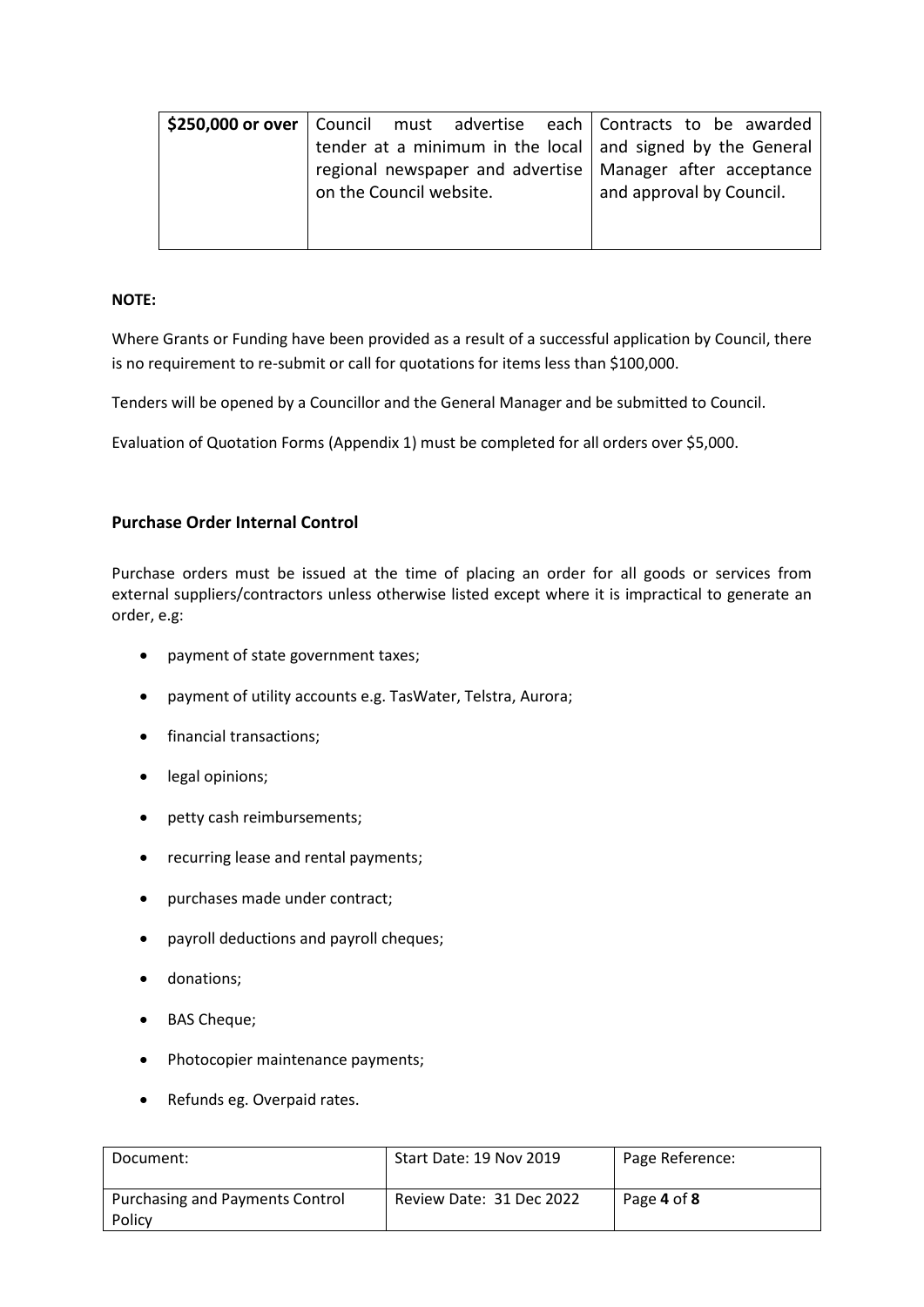| **$250,000 or over** | Council must advertise each tender at a minimum in the local regional newspaper and advertise on the Council website. | Contracts to be awarded and signed by the General Manager after acceptance and approval by Council. |
|---|---|---|

**NOTE:**

Where Grants or Funding have been provided as a result of a successful application by Council, there is no requirement to re-submit or call for quotations for items less than $100,000.

Tenders will be opened by a Councillor and the General Manager and be submitted to Council.

Evaluation of Quotation Forms (Appendix 1) must be completed for all orders over $5,000.

### Purchase Order Internal Control

Purchase orders must be issued at the time of placing an order for all goods or services from external suppliers/contractors unless otherwise listed except where it is impractical to generate an order, e.g:

- payment of state government taxes;
- payment of utility accounts e.g. TasWater, Telstra, Aurora;
- financial transactions;
- legal opinions;
- petty cash reimbursements;
- recurring lease and rental payments;
- purchases made under contract;
- payroll deductions and payroll cheques;
- donations;
- BAS Cheque;
- Photocopier maintenance payments;
- Refunds eg. Overpaid rates.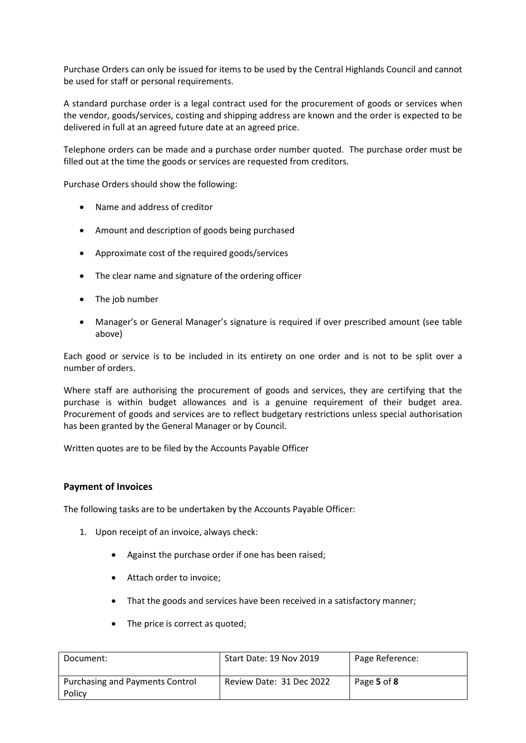Purchase Orders can only be issued for items to be used by the Central Highlands Council and cannot be used for staff or personal requirements.

A standard purchase order is a legal contract used for the procurement of goods or services when the vendor, goods/services, costing and shipping address are known and the order is expected to be delivered in full at an agreed future date at an agreed price.

Telephone orders can be made and a purchase order number quoted. The purchase order must be filled out at the time the goods or services are requested from creditors.

Purchase Orders should show the following:

- Name and address of creditor
- Amount and description of goods being purchased
- Approximate cost of the required goods/services
- The clear name and signature of the ordering officer
- The job number
- Manager's or General Manager's signature is required if over prescribed amount (see table above)

Each good or service is to be included in its entirety on one order and is not to be split over a number of orders.

Where staff are authorising the procurement of goods and services, they are certifying that the purchase is within budget allowances and is a genuine requirement of their budget area. Procurement of goods and services are to reflect budgetary restrictions unless special authorisation has been granted by the General Manager or by Council.

Written quotes are to be filed by the Accounts Payable Officer

### Payment of Invoices

The following tasks are to be undertaken by the Accounts Payable Officer:

1. Upon receipt of an invoice, always check:
    - Against the purchase order if one has been raised;
    - Attach order to invoice;
    - That the goods and services have been received in a satisfactory manner;
    - The price is correct as quoted;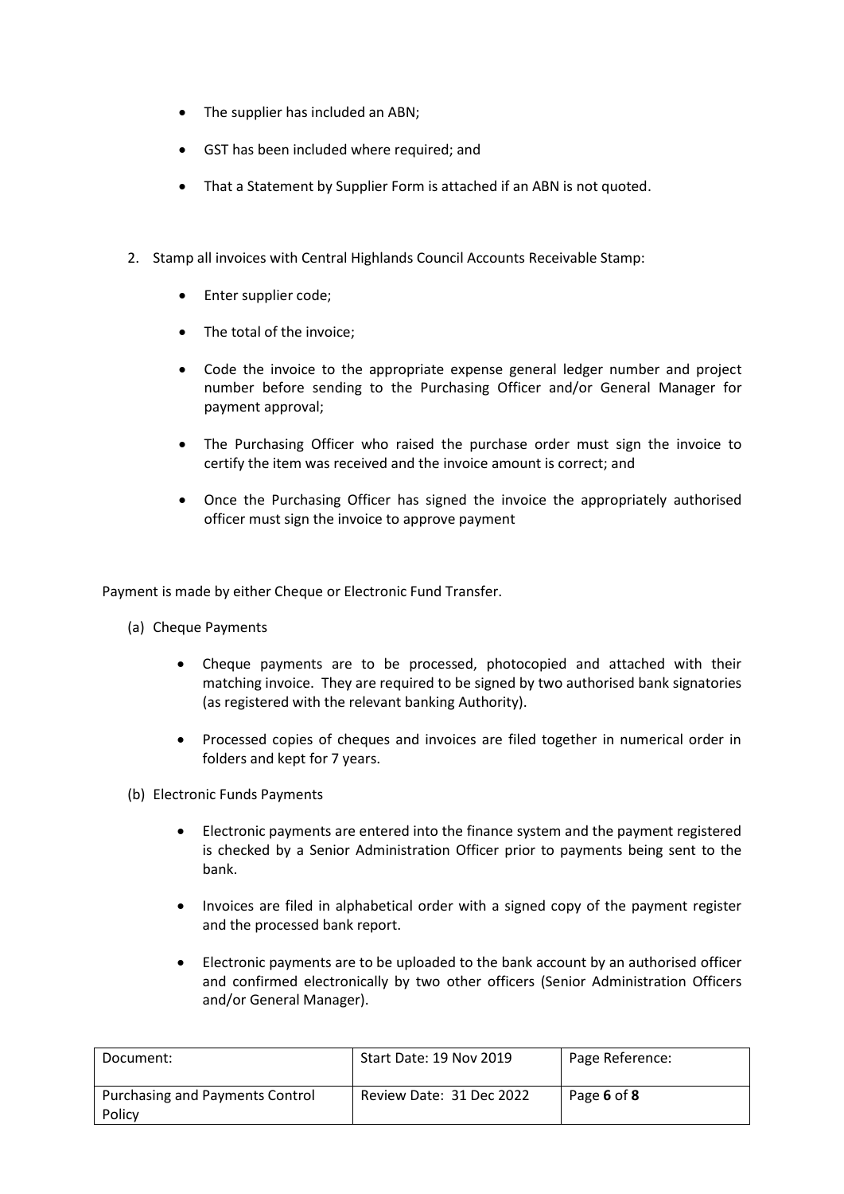- The supplier has included an ABN;
- GST has been included where required; and
- That a Statement by Supplier Form is attached if an ABN is not quoted.

2. Stamp all invoices with Central Highlands Council Accounts Receivable Stamp:

    - Enter supplier code;
    - The total of the invoice;
    - Code the invoice to the appropriate expense general ledger number and project number before sending to the Purchasing Officer and/or General Manager for payment approval;
    - The Purchasing Officer who raised the purchase order must sign the invoice to certify the item was received and the invoice amount is correct; and
    - Once the Purchasing Officer has signed the invoice the appropriately authorised officer must sign the invoice to approve payment

Payment is made by either Cheque or Electronic Fund Transfer.

(a) Cheque Payments

- Cheque payments are to be processed, photocopied and attached with their matching invoice. They are required to be signed by two authorised bank signatories (as registered with the relevant banking Authority).
- Processed copies of cheques and invoices are filed together in numerical order in folders and kept for 7 years.

(b) Electronic Funds Payments

- Electronic payments are entered into the finance system and the payment registered is checked by a Senior Administration Officer prior to payments being sent to the bank.
- Invoices are filed in alphabetical order with a signed copy of the payment register and the processed bank report.
- Electronic payments are to be uploaded to the bank account by an authorised officer and confirmed electronically by two other officers (Senior Administration Officers and/or General Manager).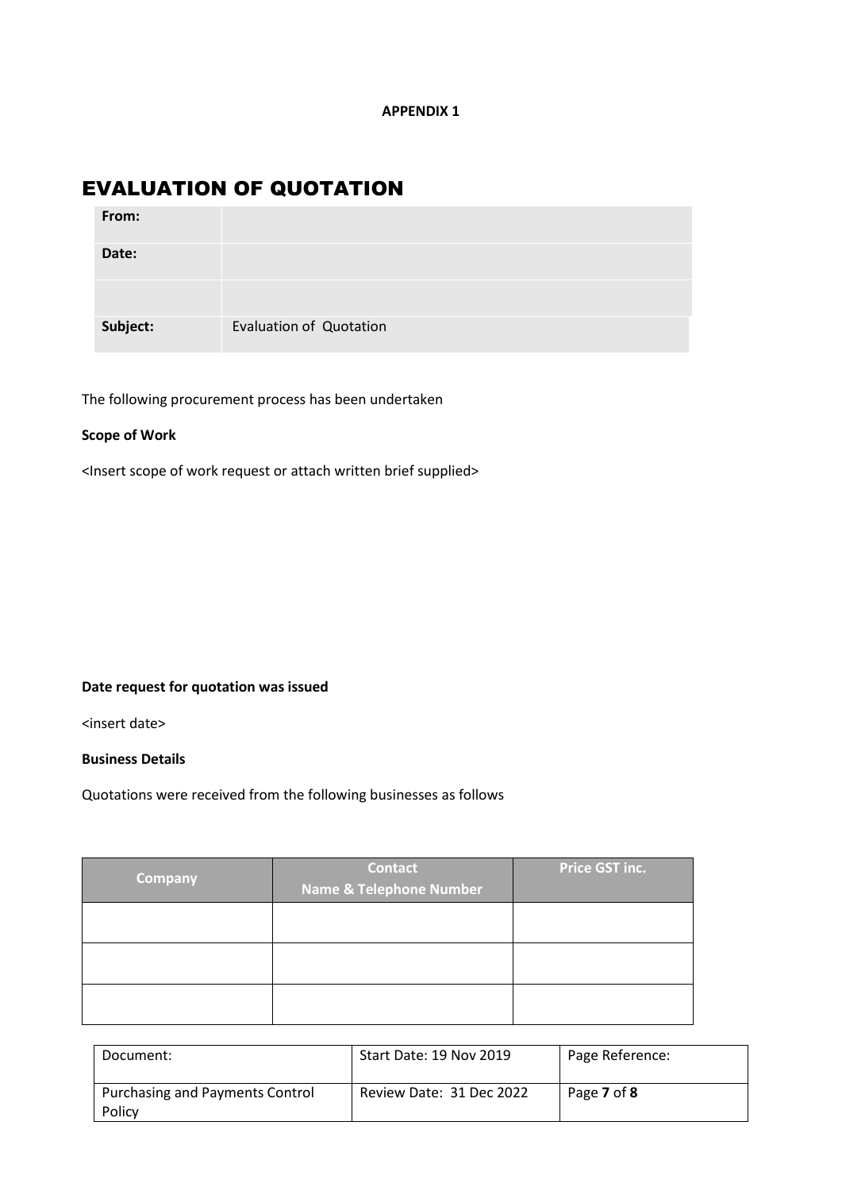**APPENDIX 1**

# EVALUATION OF QUOTATION

| **From:** | |
|---|---|
| **Date:** | |
| | |
| **Subject:** | Evaluation of Quotation |

The following procurement process has been undertaken

**Scope of Work**

<Insert scope of work request or attach written brief supplied>

**Date request for quotation was issued**

<insert date>

**Business Details**

Quotations were received from the following businesses as follows

| Company | Contact Name & Telephone Number | Price GST inc. |
|---|---|---|
| | | |
| | | |
| | | |

| Document: | Start Date: 19 Nov 2019 | Page Reference: |
|---|---|---|
| Purchasing and Payments Control Policy | Review Date: 31 Dec 2022 | Page **7** of **8** |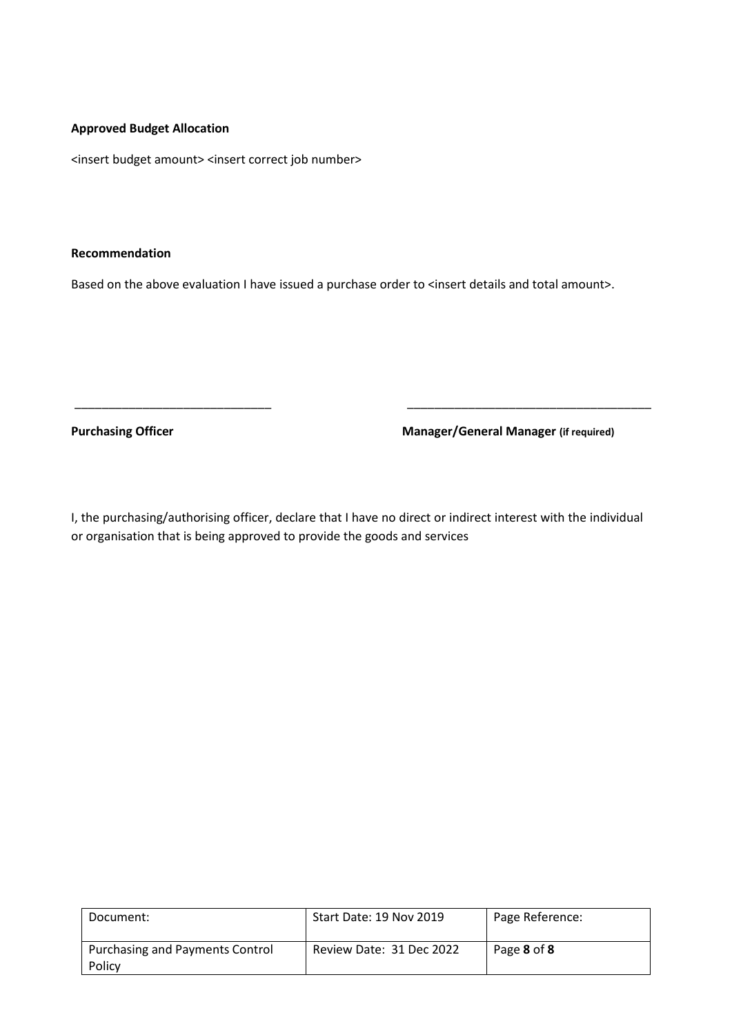**Approved Budget Allocation**

<insert budget amount> <insert correct job number>

**Recommendation**

Based on the above evaluation I have issued a purchase order to <insert details and total amount>.

______________________________ ______________________________________

**Purchasing Officer** **Manager/General Manager (if required)**

I, the purchasing/authorising officer, declare that I have no direct or indirect interest with the individual or organisation that is being approved to provide the goods and services